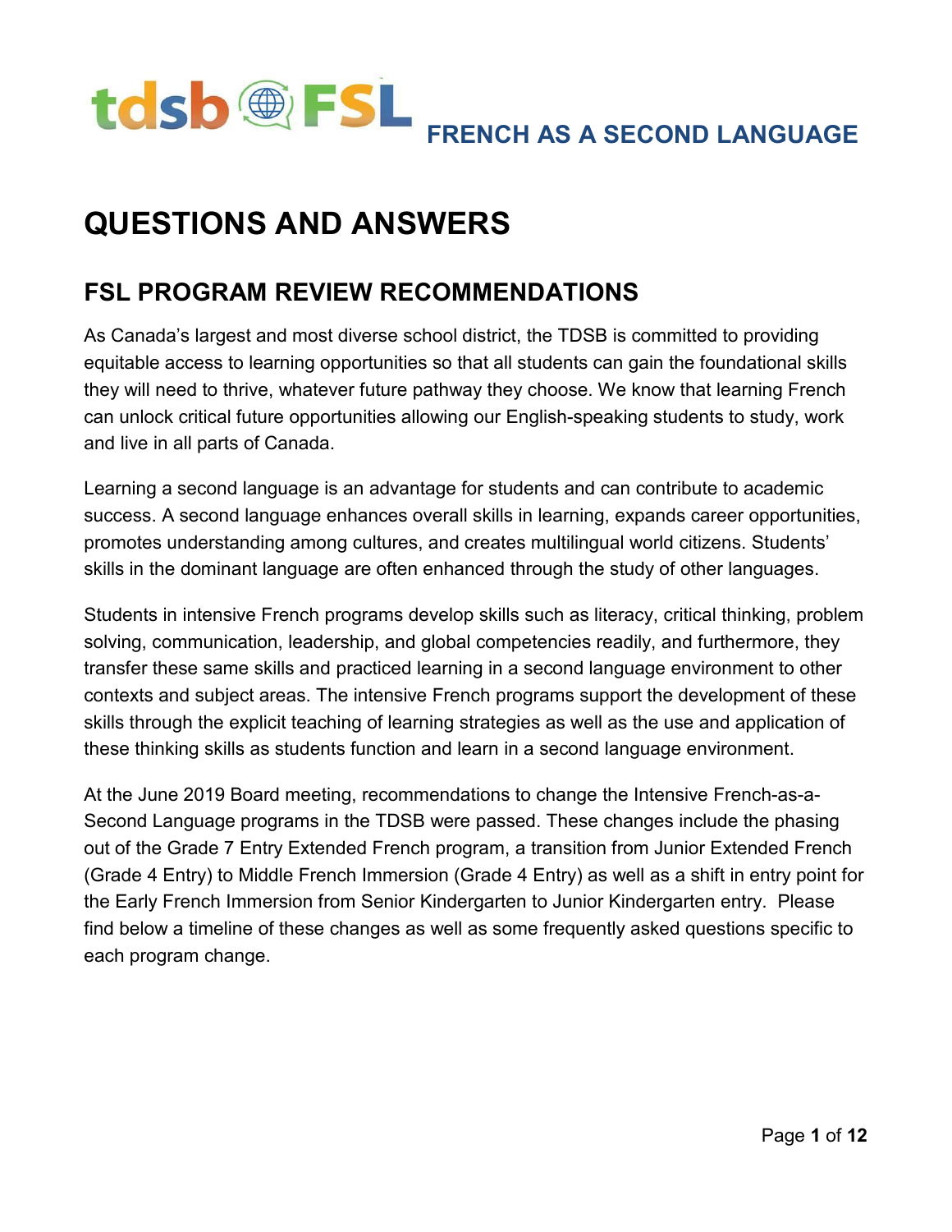tdsb FSL **FRENCH AS A SECOND LANGUAGE**

# QUESTIONS AND ANSWERS

## FSL PROGRAM REVIEW RECOMMENDATIONS

As Canada's largest and most diverse school district, the TDSB is committed to providing equitable access to learning opportunities so that all students can gain the foundational skills they will need to thrive, whatever future pathway they choose. We know that learning French can unlock critical future opportunities allowing our English-speaking students to study, work and live in all parts of Canada.

Learning a second language is an advantage for students and can contribute to academic success. A second language enhances overall skills in learning, expands career opportunities, promotes understanding among cultures, and creates multilingual world citizens. Students' skills in the dominant language are often enhanced through the study of other languages.

Students in intensive French programs develop skills such as literacy, critical thinking, problem solving, communication, leadership, and global competencies readily, and furthermore, they transfer these same skills and practiced learning in a second language environment to other contexts and subject areas. The intensive French programs support the development of these skills through the explicit teaching of learning strategies as well as the use and application of these thinking skills as students function and learn in a second language environment.

At the June 2019 Board meeting, recommendations to change the Intensive French-as-a-Second Language programs in the TDSB were passed. These changes include the phasing out of the Grade 7 Entry Extended French program, a transition from Junior Extended French (Grade 4 Entry) to Middle French Immersion (Grade 4 Entry) as well as a shift in entry point for the Early French Immersion from Senior Kindergarten to Junior Kindergarten entry. Please find below a timeline of these changes as well as some frequently asked questions specific to each program change.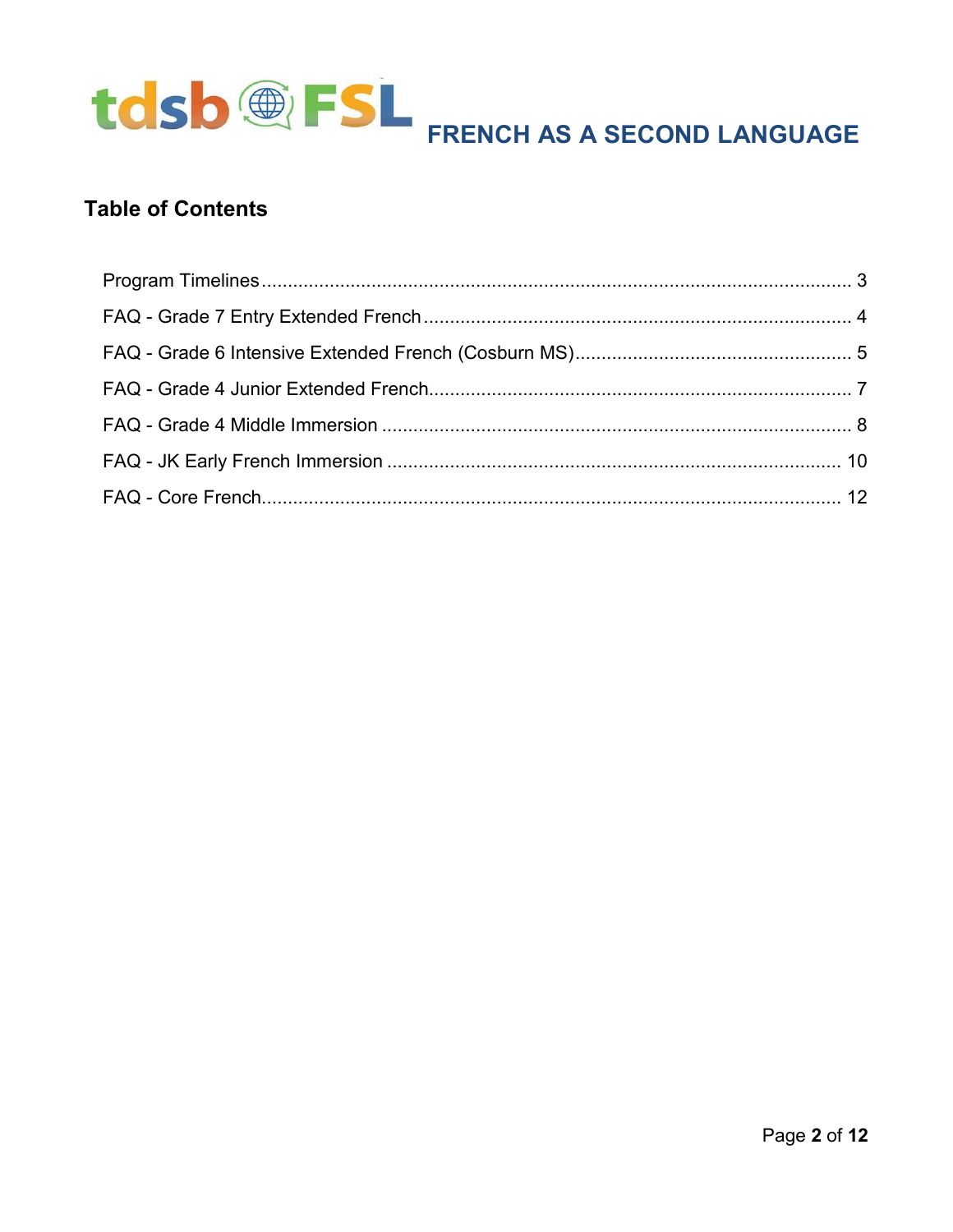FRENCH AS A SECOND LANGUAGE

## Table of Contents

- Program Timelines ........ 3
- FAQ - Grade 7 Entry Extended French ........ 4
- FAQ - Grade 6 Intensive Extended French (Cosburn MS) ........ 5
- FAQ - Grade 4 Junior Extended French ........ 7
- FAQ - Grade 4 Middle Immersion ........ 8
- FAQ - JK Early French Immersion ........ 10
- FAQ - Core French ........ 12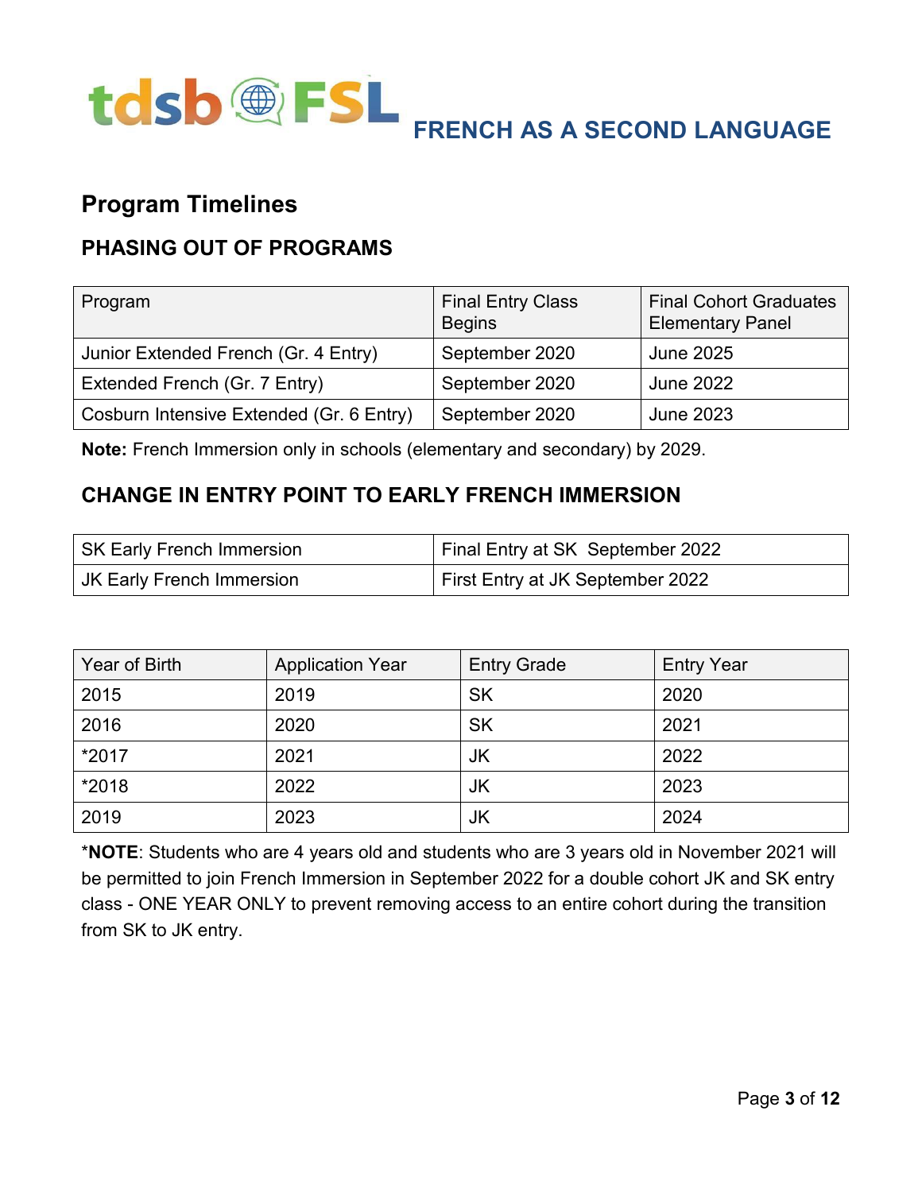# FRENCH AS A SECOND LANGUAGE

## Program Timelines

### PHASING OUT OF PROGRAMS

| Program | Final Entry Class Begins | Final Cohort Graduates Elementary Panel |
|---|---|---|
| Junior Extended French (Gr. 4 Entry) | September 2020 | June 2025 |
| Extended French (Gr. 7 Entry) | September 2020 | June 2022 |
| Cosburn Intensive Extended (Gr. 6 Entry) | September 2020 | June 2023 |

**Note:** French Immersion only in schools (elementary and secondary) by 2029.

### CHANGE IN ENTRY POINT TO EARLY FRENCH IMMERSION

| | |
|---|---|
| SK Early French Immersion | Final Entry at SK September 2022 |
| JK Early French Immersion | First Entry at JK September 2022 |

| Year of Birth | Application Year | Entry Grade | Entry Year |
|---|---|---|---|
| 2015 | 2019 | SK | 2020 |
| 2016 | 2020 | SK | 2021 |
| *2017 | 2021 | JK | 2022 |
| *2018 | 2022 | JK | 2023 |
| 2019 | 2023 | JK | 2024 |

***NOTE**: Students who are 4 years old and students who are 3 years old in November 2021 will be permitted to join French Immersion in September 2022 for a double cohort JK and SK entry class - ONE YEAR ONLY to prevent removing access to an entire cohort during the transition from SK to JK entry.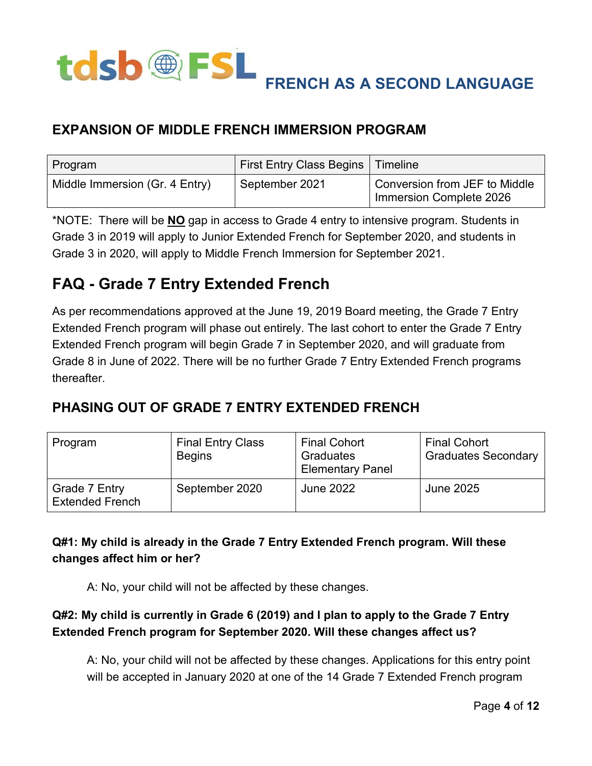## EXPANSION OF MIDDLE FRENCH IMMERSION PROGRAM

| Program | First Entry Class Begins | Timeline |
| --- | --- | --- |
| Middle Immersion (Gr. 4 Entry) | September 2021 | Conversion from JEF to Middle Immersion Complete 2026 |

*NOTE: There will be **NO** gap in access to Grade 4 entry to intensive program. Students in Grade 3 in 2019 will apply to Junior Extended French for September 2020, and students in Grade 3 in 2020, will apply to Middle French Immersion for September 2021.

# FAQ - Grade 7 Entry Extended French

As per recommendations approved at the June 19, 2019 Board meeting, the Grade 7 Entry Extended French program will phase out entirely. The last cohort to enter the Grade 7 Entry Extended French program will begin Grade 7 in September 2020, and will graduate from Grade 8 in June of 2022. There will be no further Grade 7 Entry Extended French programs thereafter.

## PHASING OUT OF GRADE 7 ENTRY EXTENDED FRENCH

| Program | Final Entry Class Begins | Final Cohort Graduates Elementary Panel | Final Cohort Graduates Secondary |
| --- | --- | --- | --- |
| Grade 7 Entry Extended French | September 2020 | June 2022 | June 2025 |

**Q#1: My child is already in the Grade 7 Entry Extended French program. Will these changes affect him or her?**

A: No, your child will not be affected by these changes.

**Q#2: My child is currently in Grade 6 (2019) and I plan to apply to the Grade 7 Entry Extended French program for September 2020. Will these changes affect us?**

A: No, your child will not be affected by these changes. Applications for this entry point will be accepted in January 2020 at one of the 14 Grade 7 Extended French program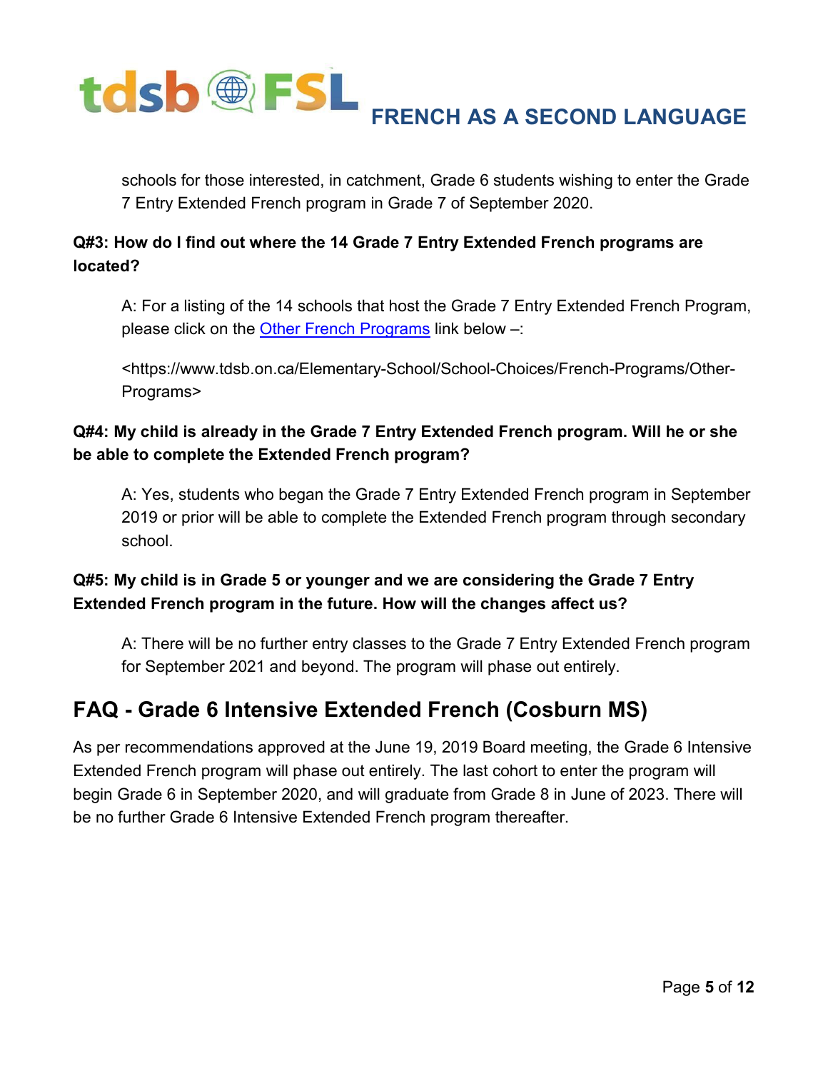schools for those interested, in catchment, Grade 6 students wishing to enter the Grade 7 Entry Extended French program in Grade 7 of September 2020.

**Q#3: How do I find out where the 14 Grade 7 Entry Extended French programs are located?**

A: For a listing of the 14 schools that host the Grade 7 Entry Extended French Program, please click on the [Other French Programs](https://www.tdsb.on.ca/Elementary-School/School-Choices/French-Programs/Other-Programs) link below –:

<https://www.tdsb.on.ca/Elementary-School/School-Choices/French-Programs/Other-Programs>

**Q#4: My child is already in the Grade 7 Entry Extended French program. Will he or she be able to complete the Extended French program?**

A: Yes, students who began the Grade 7 Entry Extended French program in September 2019 or prior will be able to complete the Extended French program through secondary school.

**Q#5: My child is in Grade 5 or younger and we are considering the Grade 7 Entry Extended French program in the future. How will the changes affect us?**

A: There will be no further entry classes to the Grade 7 Entry Extended French program for September 2021 and beyond. The program will phase out entirely.

## FAQ - Grade 6 Intensive Extended French (Cosburn MS)

As per recommendations approved at the June 19, 2019 Board meeting, the Grade 6 Intensive Extended French program will phase out entirely. The last cohort to enter the program will begin Grade 6 in September 2020, and will graduate from Grade 8 in June of 2023. There will be no further Grade 6 Intensive Extended French program thereafter.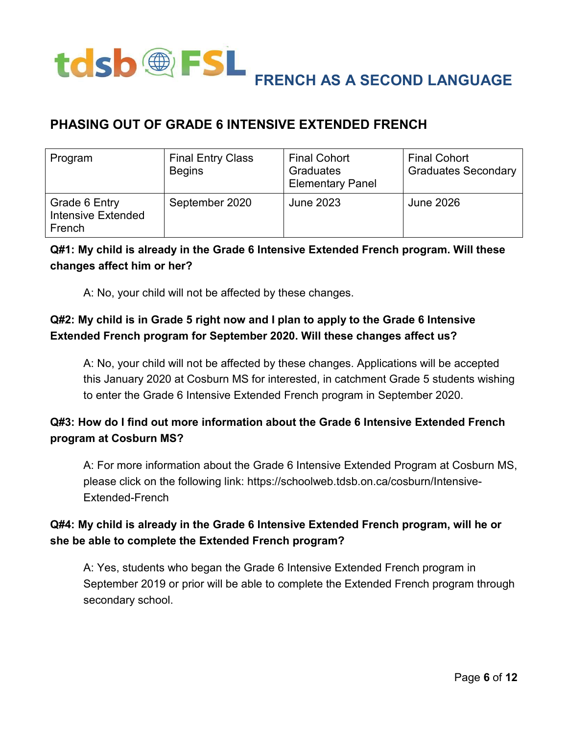## PHASING OUT OF GRADE 6 INTENSIVE EXTENDED FRENCH

| Program | Final Entry Class Begins | Final Cohort Graduates Elementary Panel | Final Cohort Graduates Secondary |
|---|---|---|---|
| Grade 6 Entry Intensive Extended French | September 2020 | June 2023 | June 2026 |

**Q#1: My child is already in the Grade 6 Intensive Extended French program. Will these changes affect him or her?**

A: No, your child will not be affected by these changes.

**Q#2: My child is in Grade 5 right now and I plan to apply to the Grade 6 Intensive Extended French program for September 2020. Will these changes affect us?**

A: No, your child will not be affected by these changes. Applications will be accepted this January 2020 at Cosburn MS for interested, in catchment Grade 5 students wishing to enter the Grade 6 Intensive Extended French program in September 2020.

**Q#3: How do I find out more information about the Grade 6 Intensive Extended French program at Cosburn MS?**

A: For more information about the Grade 6 Intensive Extended Program at Cosburn MS, please click on the following link: https://schoolweb.tdsb.on.ca/cosburn/Intensive-Extended-French

**Q#4: My child is already in the Grade 6 Intensive Extended French program, will he or she be able to complete the Extended French program?**

A: Yes, students who began the Grade 6 Intensive Extended French program in September 2019 or prior will be able to complete the Extended French program through secondary school.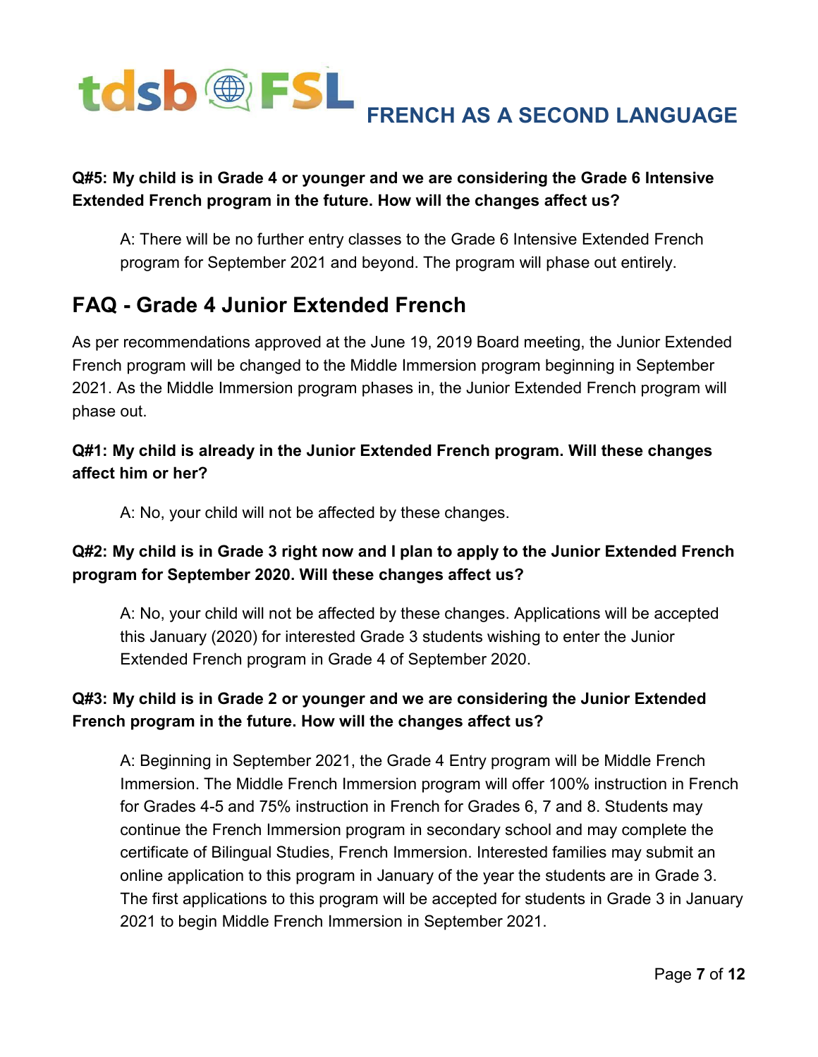**Q#5: My child is in Grade 4 or younger and we are considering the Grade 6 Intensive Extended French program in the future. How will the changes affect us?**

A: There will be no further entry classes to the Grade 6 Intensive Extended French program for September 2021 and beyond. The program will phase out entirely.

## FAQ - Grade 4 Junior Extended French

As per recommendations approved at the June 19, 2019 Board meeting, the Junior Extended French program will be changed to the Middle Immersion program beginning in September 2021. As the Middle Immersion program phases in, the Junior Extended French program will phase out.

**Q#1: My child is already in the Junior Extended French program. Will these changes affect him or her?**

A: No, your child will not be affected by these changes.

**Q#2: My child is in Grade 3 right now and I plan to apply to the Junior Extended French program for September 2020. Will these changes affect us?**

A: No, your child will not be affected by these changes. Applications will be accepted this January (2020) for interested Grade 3 students wishing to enter the Junior Extended French program in Grade 4 of September 2020.

**Q#3: My child is in Grade 2 or younger and we are considering the Junior Extended French program in the future. How will the changes affect us?**

A: Beginning in September 2021, the Grade 4 Entry program will be Middle French Immersion. The Middle French Immersion program will offer 100% instruction in French for Grades 4-5 and 75% instruction in French for Grades 6, 7 and 8. Students may continue the French Immersion program in secondary school and may complete the certificate of Bilingual Studies, French Immersion. Interested families may submit an online application to this program in January of the year the students are in Grade 3. The first applications to this program will be accepted for students in Grade 3 in January 2021 to begin Middle French Immersion in September 2021.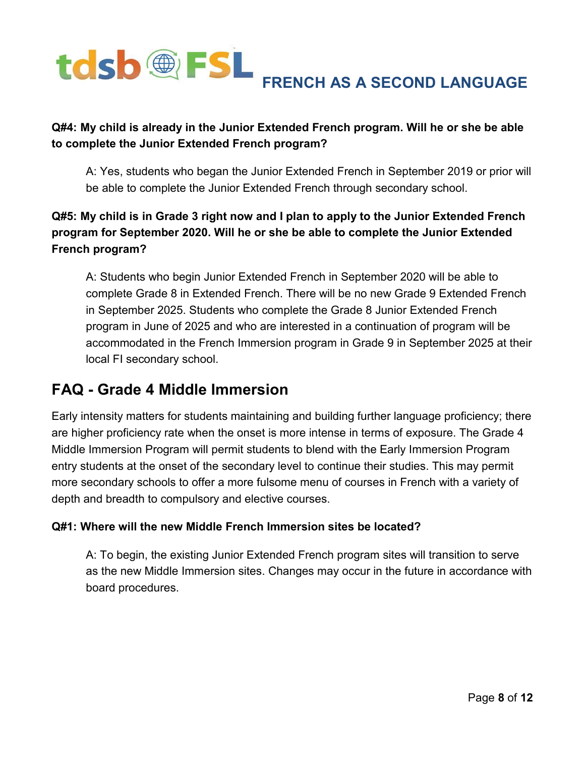**Q#4: My child is already in the Junior Extended French program. Will he or she be able to complete the Junior Extended French program?**

A: Yes, students who began the Junior Extended French in September 2019 or prior will be able to complete the Junior Extended French through secondary school.

**Q#5: My child is in Grade 3 right now and I plan to apply to the Junior Extended French program for September 2020. Will he or she be able to complete the Junior Extended French program?**

A: Students who begin Junior Extended French in September 2020 will be able to complete Grade 8 in Extended French. There will be no new Grade 9 Extended French in September 2025. Students who complete the Grade 8 Junior Extended French program in June of 2025 and who are interested in a continuation of program will be accommodated in the French Immersion program in Grade 9 in September 2025 at their local FI secondary school.

## FAQ - Grade 4 Middle Immersion

Early intensity matters for students maintaining and building further language proficiency; there are higher proficiency rate when the onset is more intense in terms of exposure. The Grade 4 Middle Immersion Program will permit students to blend with the Early Immersion Program entry students at the onset of the secondary level to continue their studies. This may permit more secondary schools to offer a more fulsome menu of courses in French with a variety of depth and breadth to compulsory and elective courses.

**Q#1: Where will the new Middle French Immersion sites be located?**

A: To begin, the existing Junior Extended French program sites will transition to serve as the new Middle Immersion sites. Changes may occur in the future in accordance with board procedures.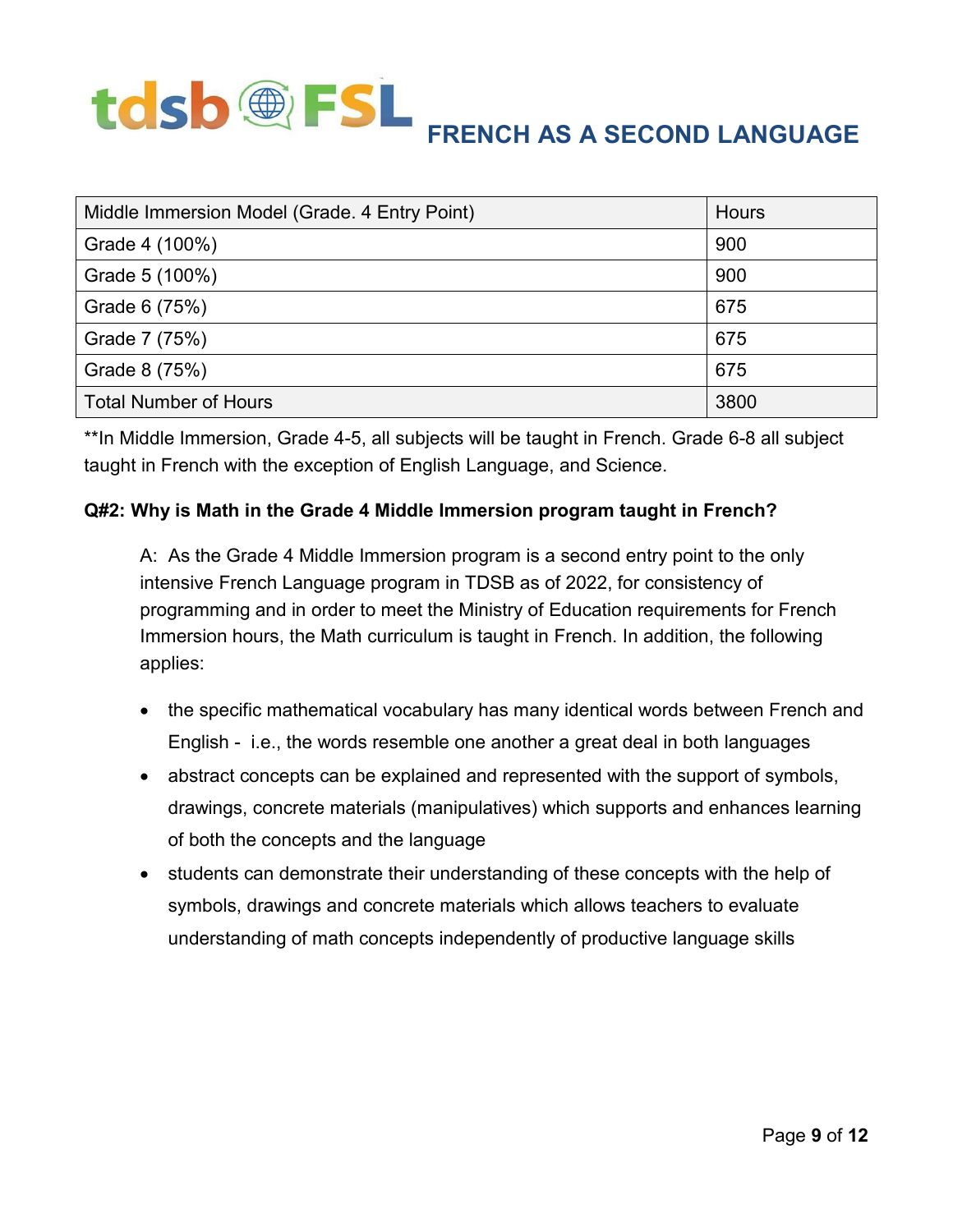| Middle Immersion Model (Grade. 4 Entry Point) | Hours |
|---|---|
| Grade 4 (100%) | 900 |
| Grade 5 (100%) | 900 |
| Grade 6 (75%) | 675 |
| Grade 7 (75%) | 675 |
| Grade 8 (75%) | 675 |
| Total Number of Hours | 3800 |

**In Middle Immersion, Grade 4-5, all subjects will be taught in French. Grade 6-8 all subject taught in French with the exception of English Language, and Science.

**Q#2: Why is Math in the Grade 4 Middle Immersion program taught in French?**

A: As the Grade 4 Middle Immersion program is a second entry point to the only intensive French Language program in TDSB as of 2022, for consistency of programming and in order to meet the Ministry of Education requirements for French Immersion hours, the Math curriculum is taught in French. In addition, the following applies:

- the specific mathematical vocabulary has many identical words between French and English - i.e., the words resemble one another a great deal in both languages
- abstract concepts can be explained and represented with the support of symbols, drawings, concrete materials (manipulatives) which supports and enhances learning of both the concepts and the language
- students can demonstrate their understanding of these concepts with the help of symbols, drawings and concrete materials which allows teachers to evaluate understanding of math concepts independently of productive language skills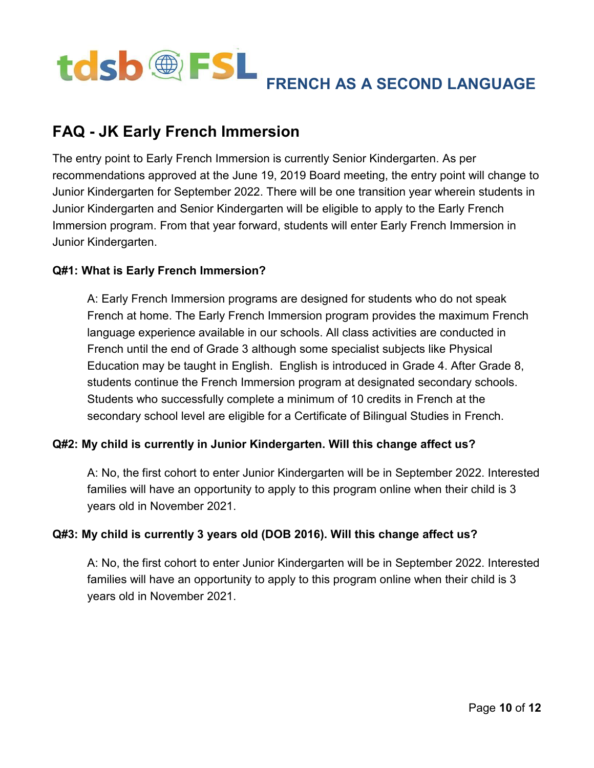# FAQ - JK Early French Immersion

The entry point to Early French Immersion is currently Senior Kindergarten. As per recommendations approved at the June 19, 2019 Board meeting, the entry point will change to Junior Kindergarten for September 2022. There will be one transition year wherein students in Junior Kindergarten and Senior Kindergarten will be eligible to apply to the Early French Immersion program. From that year forward, students will enter Early French Immersion in Junior Kindergarten.

**Q#1: What is Early French Immersion?**

A: Early French Immersion programs are designed for students who do not speak French at home. The Early French Immersion program provides the maximum French language experience available in our schools. All class activities are conducted in French until the end of Grade 3 although some specialist subjects like Physical Education may be taught in English. English is introduced in Grade 4. After Grade 8, students continue the French Immersion program at designated secondary schools. Students who successfully complete a minimum of 10 credits in French at the secondary school level are eligible for a Certificate of Bilingual Studies in French.

**Q#2: My child is currently in Junior Kindergarten. Will this change affect us?**

A: No, the first cohort to enter Junior Kindergarten will be in September 2022. Interested families will have an opportunity to apply to this program online when their child is 3 years old in November 2021.

**Q#3: My child is currently 3 years old (DOB 2016). Will this change affect us?**

A: No, the first cohort to enter Junior Kindergarten will be in September 2022. Interested families will have an opportunity to apply to this program online when their child is 3 years old in November 2021.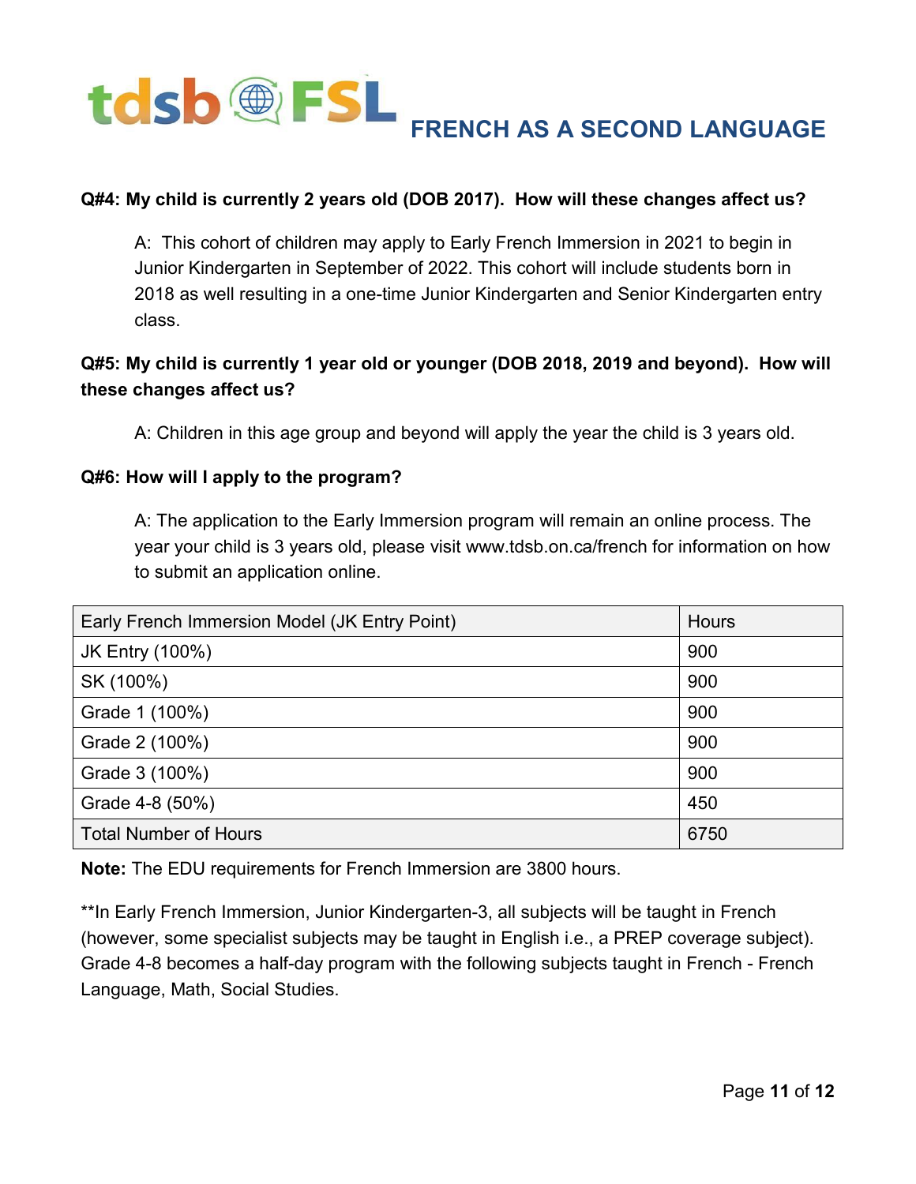**Q#4: My child is currently 2 years old (DOB 2017). How will these changes affect us?**

A: This cohort of children may apply to Early French Immersion in 2021 to begin in Junior Kindergarten in September of 2022. This cohort will include students born in 2018 as well resulting in a one-time Junior Kindergarten and Senior Kindergarten entry class.

**Q#5: My child is currently 1 year old or younger (DOB 2018, 2019 and beyond). How will these changes affect us?**

A: Children in this age group and beyond will apply the year the child is 3 years old.

**Q#6: How will I apply to the program?**

A: The application to the Early Immersion program will remain an online process. The year your child is 3 years old, please visit www.tdsb.on.ca/french for information on how to submit an application online.

| Early French Immersion Model (JK Entry Point) | Hours |
|---|---|
| JK Entry (100%) | 900 |
| SK (100%) | 900 |
| Grade 1 (100%) | 900 |
| Grade 2 (100%) | 900 |
| Grade 3 (100%) | 900 |
| Grade 4-8 (50%) | 450 |
| Total Number of Hours | 6750 |

**Note:** The EDU requirements for French Immersion are 3800 hours.

**In Early French Immersion, Junior Kindergarten-3, all subjects will be taught in French (however, some specialist subjects may be taught in English i.e., a PREP coverage subject). Grade 4-8 becomes a half-day program with the following subjects taught in French - French Language, Math, Social Studies.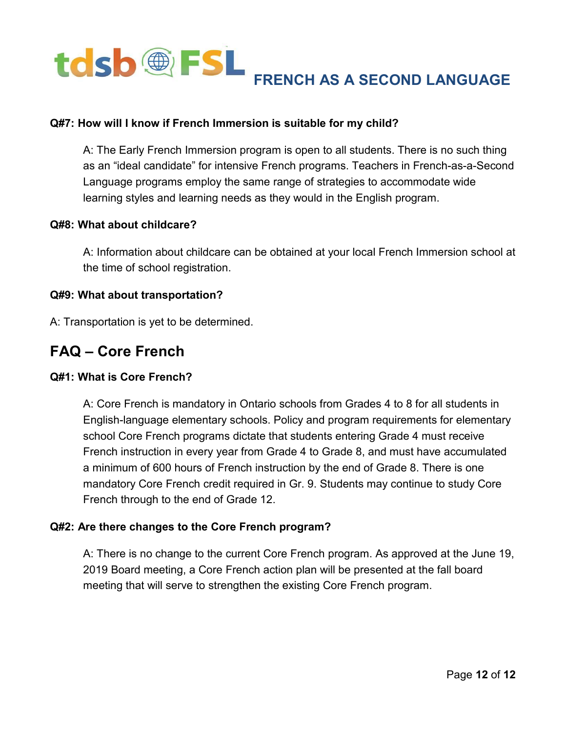**Q#7: How will I know if French Immersion is suitable for my child?**

A: The Early French Immersion program is open to all students. There is no such thing as an "ideal candidate" for intensive French programs. Teachers in French-as-a-Second Language programs employ the same range of strategies to accommodate wide learning styles and learning needs as they would in the English program.

**Q#8: What about childcare?**

A: Information about childcare can be obtained at your local French Immersion school at the time of school registration.

**Q#9: What about transportation?**

A: Transportation is yet to be determined.

## FAQ – Core French

**Q#1: What is Core French?**

A: Core French is mandatory in Ontario schools from Grades 4 to 8 for all students in English-language elementary schools. Policy and program requirements for elementary school Core French programs dictate that students entering Grade 4 must receive French instruction in every year from Grade 4 to Grade 8, and must have accumulated a minimum of 600 hours of French instruction by the end of Grade 8. There is one mandatory Core French credit required in Gr. 9. Students may continue to study Core French through to the end of Grade 12.

**Q#2: Are there changes to the Core French program?**

A: There is no change to the current Core French program. As approved at the June 19, 2019 Board meeting, a Core French action plan will be presented at the fall board meeting that will serve to strengthen the existing Core French program.